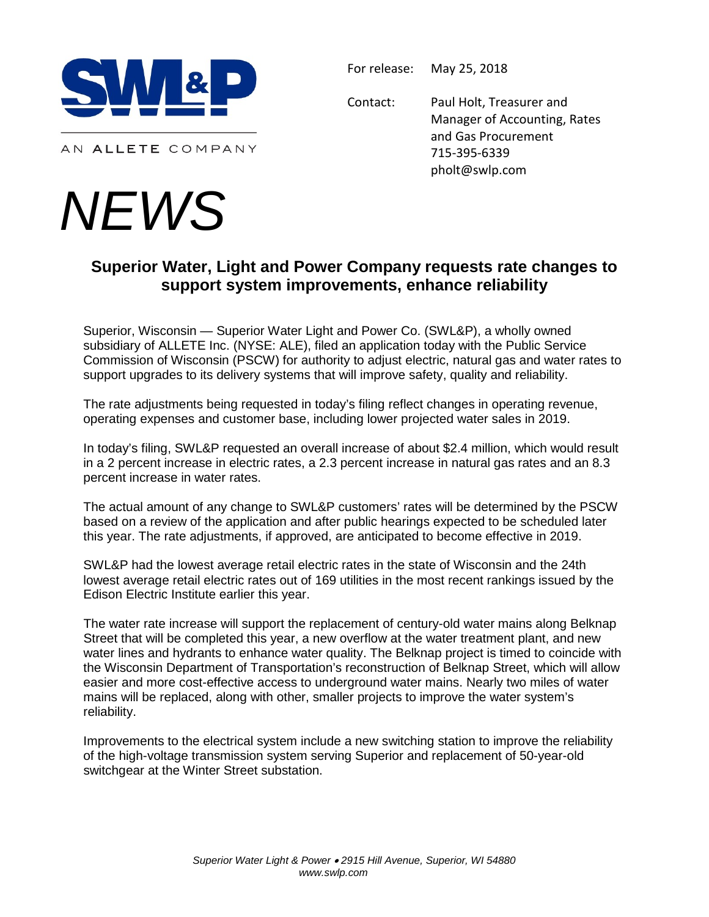SWL&P

AN ALLETE COMPANY

For release: May 25, 2018

Contact: Paul Holt, Treasurer and Manager of Accounting, Rates and Gas Procurement
715-395-6339
pholt@swlp.com

# *NEWS*

## Superior Water, Light and Power Company requests rate changes to support system improvements, enhance reliability

Superior, Wisconsin — Superior Water Light and Power Co. (SWL&P), a wholly owned subsidiary of ALLETE Inc. (NYSE: ALE), filed an application today with the Public Service Commission of Wisconsin (PSCW) for authority to adjust electric, natural gas and water rates to support upgrades to its delivery systems that will improve safety, quality and reliability.

The rate adjustments being requested in today's filing reflect changes in operating revenue, operating expenses and customer base, including lower projected water sales in 2019.

In today's filing, SWL&P requested an overall increase of about $2.4 million, which would result in a 2 percent increase in electric rates, a 2.3 percent increase in natural gas rates and an 8.3 percent increase in water rates.

The actual amount of any change to SWL&P customers' rates will be determined by the PSCW based on a review of the application and after public hearings expected to be scheduled later this year. The rate adjustments, if approved, are anticipated to become effective in 2019.

SWL&P had the lowest average retail electric rates in the state of Wisconsin and the 24th lowest average retail electric rates out of 169 utilities in the most recent rankings issued by the Edison Electric Institute earlier this year.

The water rate increase will support the replacement of century-old water mains along Belknap Street that will be completed this year, a new overflow at the water treatment plant, and new water lines and hydrants to enhance water quality. The Belknap project is timed to coincide with the Wisconsin Department of Transportation's reconstruction of Belknap Street, which will allow easier and more cost-effective access to underground water mains. Nearly two miles of water mains will be replaced, along with other, smaller projects to improve the water system's reliability.

Improvements to the electrical system include a new switching station to improve the reliability of the high-voltage transmission system serving Superior and replacement of 50-year-old switchgear at the Winter Street substation.

*Superior Water Light & Power • 2915 Hill Avenue, Superior, WI 54880*
*www.swlp.com*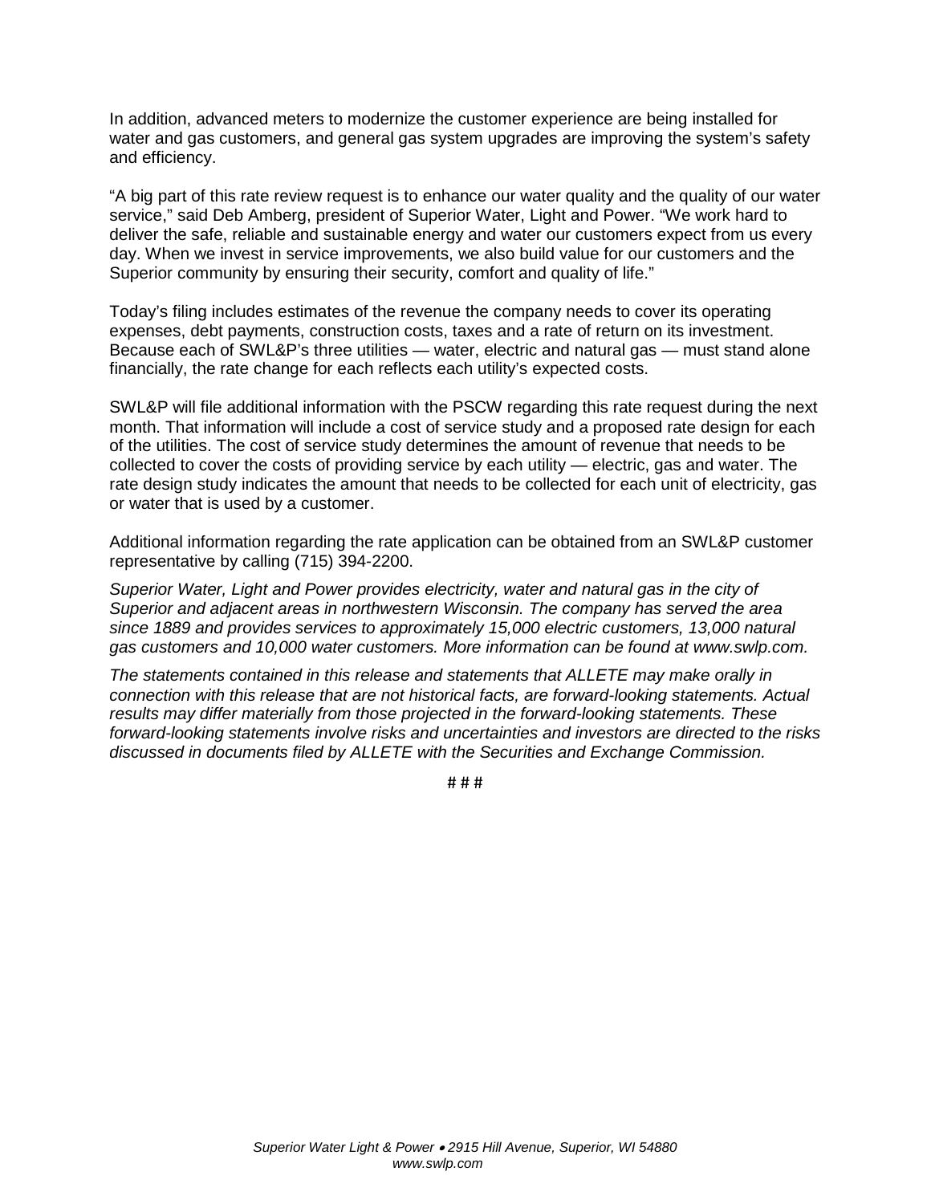In addition, advanced meters to modernize the customer experience are being installed for water and gas customers, and general gas system upgrades are improving the system's safety and efficiency.

"A big part of this rate review request is to enhance our water quality and the quality of our water service," said Deb Amberg, president of Superior Water, Light and Power. "We work hard to deliver the safe, reliable and sustainable energy and water our customers expect from us every day. When we invest in service improvements, we also build value for our customers and the Superior community by ensuring their security, comfort and quality of life."

Today's filing includes estimates of the revenue the company needs to cover its operating expenses, debt payments, construction costs, taxes and a rate of return on its investment. Because each of SWL&P's three utilities — water, electric and natural gas — must stand alone financially, the rate change for each reflects each utility's expected costs.

SWL&P will file additional information with the PSCW regarding this rate request during the next month. That information will include a cost of service study and a proposed rate design for each of the utilities. The cost of service study determines the amount of revenue that needs to be collected to cover the costs of providing service by each utility — electric, gas and water. The rate design study indicates the amount that needs to be collected for each unit of electricity, gas or water that is used by a customer.

Additional information regarding the rate application can be obtained from an SWL&P customer representative by calling (715) 394-2200.

*Superior Water, Light and Power provides electricity, water and natural gas in the city of Superior and adjacent areas in northwestern Wisconsin. The company has served the area since 1889 and provides services to approximately 15,000 electric customers, 13,000 natural gas customers and 10,000 water customers. More information can be found at www.swlp.com.*

*The statements contained in this release and statements that ALLETE may make orally in connection with this release that are not historical facts, are forward-looking statements. Actual results may differ materially from those projected in the forward-looking statements. These forward-looking statements involve risks and uncertainties and investors are directed to the risks discussed in documents filed by ALLETE with the Securities and Exchange Commission.*

# # #

*Superior Water Light & Power • 2915 Hill Avenue, Superior, WI 54880*
*www.swlp.com*